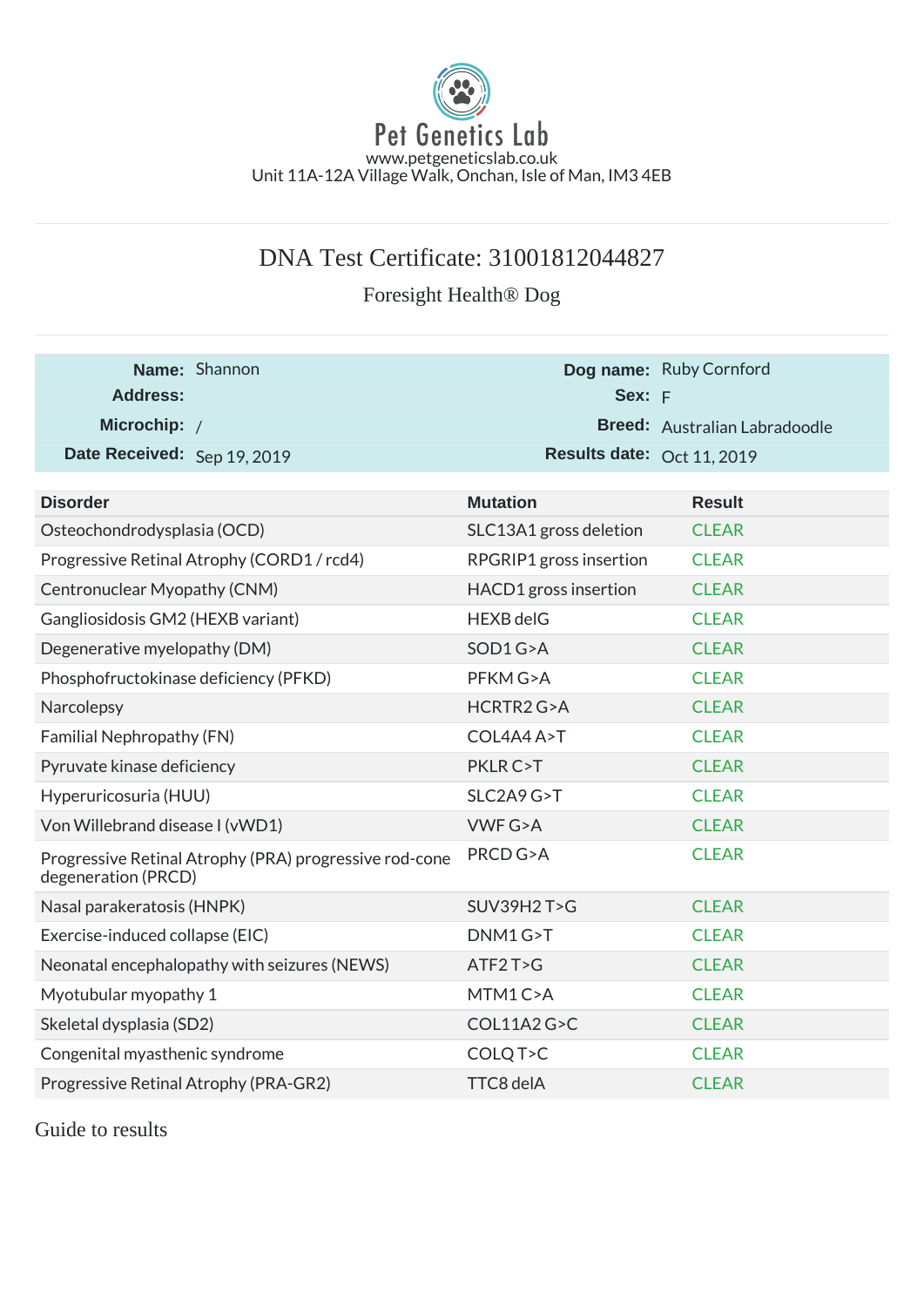# Pet Genetics Lab

www.petgeneticslab.co.uk
Unit 11A-12A Village Walk, Onchan, Isle of Man, IM3 4EB

## DNA Test Certificate: 31001812044827

### Foresight Health® Dog

| | | | |
|---|---|---|---|
| **Name:** | Shannon | **Dog name:** | Ruby Cornford |
| **Address:** | | **Sex:** | F |
| **Microchip:** | / | **Breed:** | Australian Labradoodle |
| **Date Received:** | Sep 19, 2019 | **Results date:** | Oct 11, 2019 |

| Disorder | Mutation | Result |
|---|---|---|
| Osteochondrodysplasia (OCD) | SLC13A1 gross deletion | CLEAR |
| Progressive Retinal Atrophy (CORD1 / rcd4) | RPGRIP1 gross insertion | CLEAR |
| Centronuclear Myopathy (CNM) | HACD1 gross insertion | CLEAR |
| Gangliosidosis GM2 (HEXB variant) | HEXB delG | CLEAR |
| Degenerative myelopathy (DM) | SOD1 G>A | CLEAR |
| Phosphofructokinase deficiency (PFKD) | PFKM G>A | CLEAR |
| Narcolepsy | HCRTR2 G>A | CLEAR |
| Familial Nephropathy (FN) | COL4A4 A>T | CLEAR |
| Pyruvate kinase deficiency | PKLR C>T | CLEAR |
| Hyperuricosuria (HUU) | SLC2A9 G>T | CLEAR |
| Von Willebrand disease I (vWD1) | VWF G>A | CLEAR |
| Progressive Retinal Atrophy (PRA) progressive rod-cone degeneration (PRCD) | PRCD G>A | CLEAR |
| Nasal parakeratosis (HNPK) | SUV39H2 T>G | CLEAR |
| Exercise-induced collapse (EIC) | DNM1 G>T | CLEAR |
| Neonatal encephalopathy with seizures (NEWS) | ATF2 T>G | CLEAR |
| Myotubular myopathy 1 | MTM1 C>A | CLEAR |
| Skeletal dysplasia (SD2) | COL11A2 G>C | CLEAR |
| Congenital myasthenic syndrome | COLQ T>C | CLEAR |
| Progressive Retinal Atrophy (PRA-GR2) | TTC8 delA | CLEAR |

Guide to results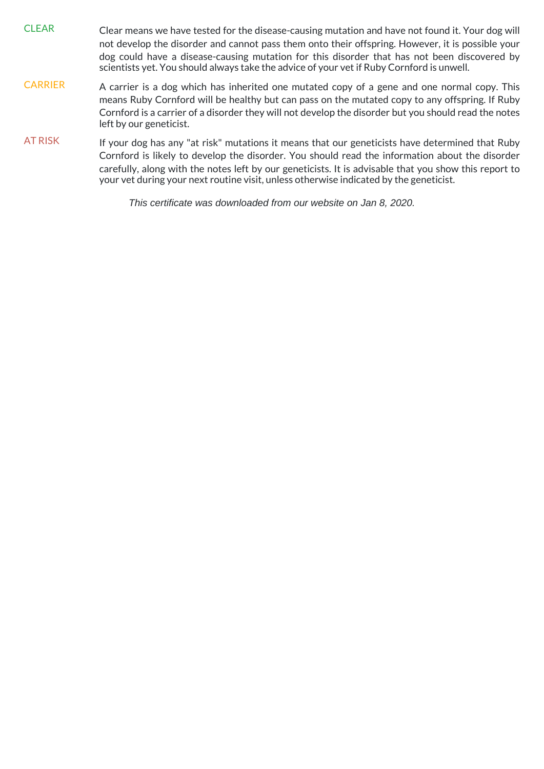CLEAR

Clear means we have tested for the disease-causing mutation and have not found it. Your dog will not develop the disorder and cannot pass them onto their offspring. However, it is possible your dog could have a disease-causing mutation for this disorder that has not been discovered by scientists yet. You should always take the advice of your vet if Ruby Cornford is unwell.

CARRIER

A carrier is a dog which has inherited one mutated copy of a gene and one normal copy. This means Ruby Cornford will be healthy but can pass on the mutated copy to any offspring. If Ruby Cornford is a carrier of a disorder they will not develop the disorder but you should read the notes left by our geneticist.

AT RISK

If your dog has any "at risk" mutations it means that our geneticists have determined that Ruby Cornford is likely to develop the disorder. You should read the information about the disorder carefully, along with the notes left by our geneticists. It is advisable that you show this report to your vet during your next routine visit, unless otherwise indicated by the geneticist.

*This certificate was downloaded from our website on Jan 8, 2020.*